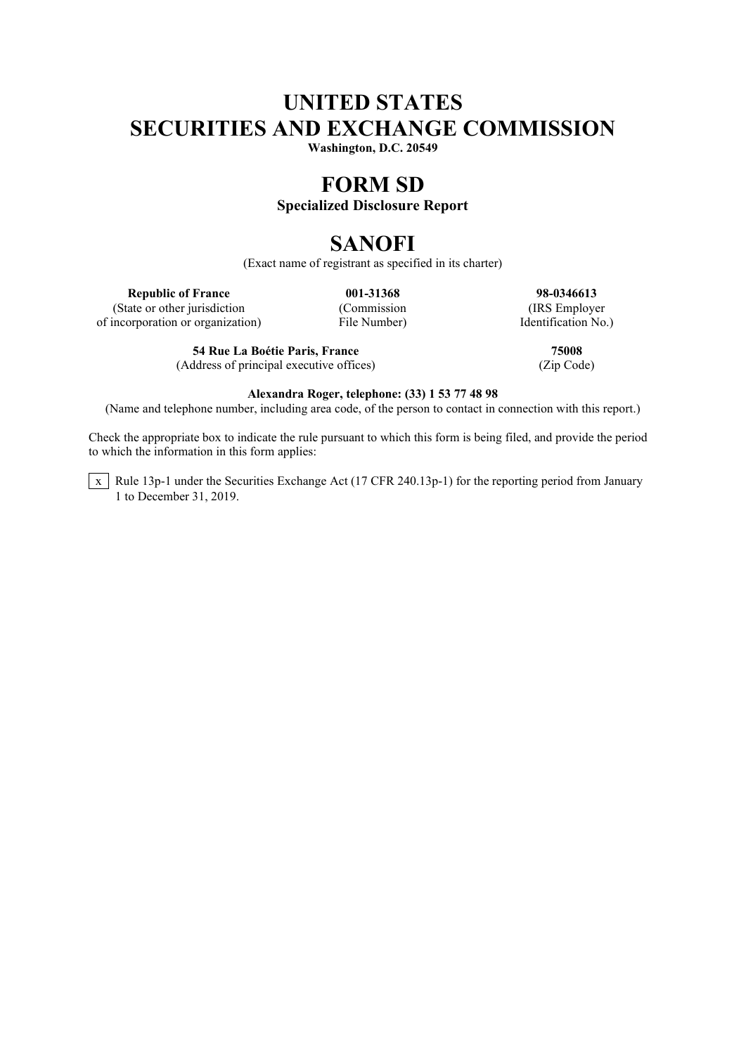# UNITED STATES
# SECURITIES AND EXCHANGE COMMISSION

**Washington, D.C. 20549**

# FORM SD

**Specialized Disclosure Report**

# SANOFI

(Exact name of registrant as specified in its charter)

| **Republic of France** | **001-31368** | **98-0346613** |
|---|---|---|
| (State or other jurisdiction of incorporation or organization) | (Commission File Number) | (IRS Employer Identification No.) |

| **54 Rue La Boétie Paris, France** | **75008** |
|---|---|
| (Address of principal executive offices) | (Zip Code) |

**Alexandra Roger, telephone: (33) 1 53 77 48 98**

(Name and telephone number, including area code, of the person to contact in connection with this report.)

Check the appropriate box to indicate the rule pursuant to which this form is being filed, and provide the period to which the information in this form applies:

[x] Rule 13p-1 under the Securities Exchange Act (17 CFR 240.13p-1) for the reporting period from January 1 to December 31, 2019.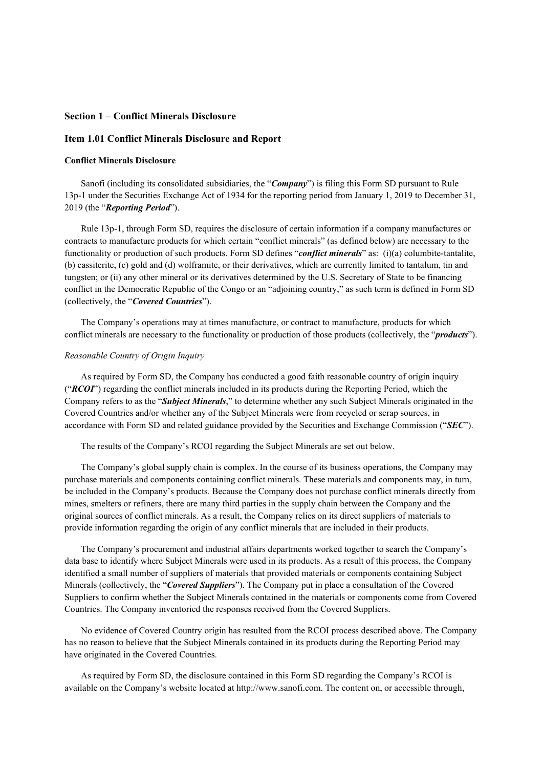## Section 1 – Conflict Minerals Disclosure

## Item 1.01 Conflict Minerals Disclosure and Report

### Conflict Minerals Disclosure

Sanofi (including its consolidated subsidiaries, the "***Company***") is filing this Form SD pursuant to Rule 13p-1 under the Securities Exchange Act of 1934 for the reporting period from January 1, 2019 to December 31, 2019 (the "***Reporting Period***").

Rule 13p-1, through Form SD, requires the disclosure of certain information if a company manufactures or contracts to manufacture products for which certain "conflict minerals" (as defined below) are necessary to the functionality or production of such products. Form SD defines "***conflict minerals***" as: (i)(a) columbite-tantalite, (b) cassiterite, (c) gold and (d) wolframite, or their derivatives, which are currently limited to tantalum, tin and tungsten; or (ii) any other mineral or its derivatives determined by the U.S. Secretary of State to be financing conflict in the Democratic Republic of the Congo or an "adjoining country," as such term is defined in Form SD (collectively, the "***Covered Countries***").

The Company's operations may at times manufacture, or contract to manufacture, products for which conflict minerals are necessary to the functionality or production of those products (collectively, the "***products***").

*Reasonable Country of Origin Inquiry*

As required by Form SD, the Company has conducted a good faith reasonable country of origin inquiry ("***RCOI***") regarding the conflict minerals included in its products during the Reporting Period, which the Company refers to as the "***Subject Minerals***," to determine whether any such Subject Minerals originated in the Covered Countries and/or whether any of the Subject Minerals were from recycled or scrap sources, in accordance with Form SD and related guidance provided by the Securities and Exchange Commission ("***SEC***").

The results of the Company's RCOI regarding the Subject Minerals are set out below.

The Company's global supply chain is complex. In the course of its business operations, the Company may purchase materials and components containing conflict minerals. These materials and components may, in turn, be included in the Company's products. Because the Company does not purchase conflict minerals directly from mines, smelters or refiners, there are many third parties in the supply chain between the Company and the original sources of conflict minerals. As a result, the Company relies on its direct suppliers of materials to provide information regarding the origin of any conflict minerals that are included in their products.

The Company's procurement and industrial affairs departments worked together to search the Company's data base to identify where Subject Minerals were used in its products. As a result of this process, the Company identified a small number of suppliers of materials that provided materials or components containing Subject Minerals (collectively, the "***Covered Suppliers***"). The Company put in place a consultation of the Covered Suppliers to confirm whether the Subject Minerals contained in the materials or components come from Covered Countries. The Company inventoried the responses received from the Covered Suppliers.

No evidence of Covered Country origin has resulted from the RCOI process described above. The Company has no reason to believe that the Subject Minerals contained in its products during the Reporting Period may have originated in the Covered Countries.

As required by Form SD, the disclosure contained in this Form SD regarding the Company's RCOI is available on the Company's website located at http://www.sanofi.com. The content on, or accessible through,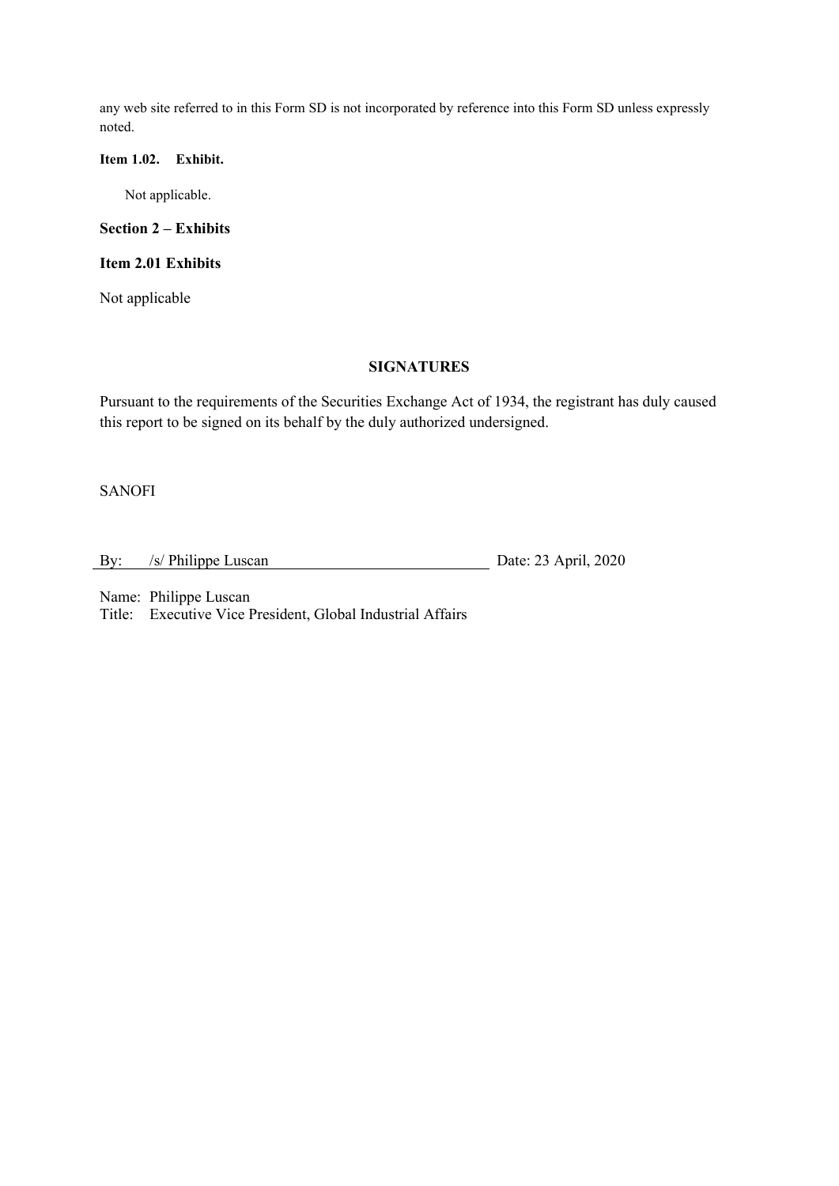any web site referred to in this Form SD is not incorporated by reference into this Form SD unless expressly noted.

**Item 1.02. Exhibit.**

Not applicable.

**Section 2 – Exhibits**

**Item 2.01 Exhibits**

Not applicable

**SIGNATURES**

Pursuant to the requirements of the Securities Exchange Act of 1934, the registrant has duly caused this report to be signed on its behalf by the duly authorized undersigned.

SANOFI

By: /s/ Philippe Luscan Date: 23 April, 2020

Name: Philippe Luscan
Title: Executive Vice President, Global Industrial Affairs